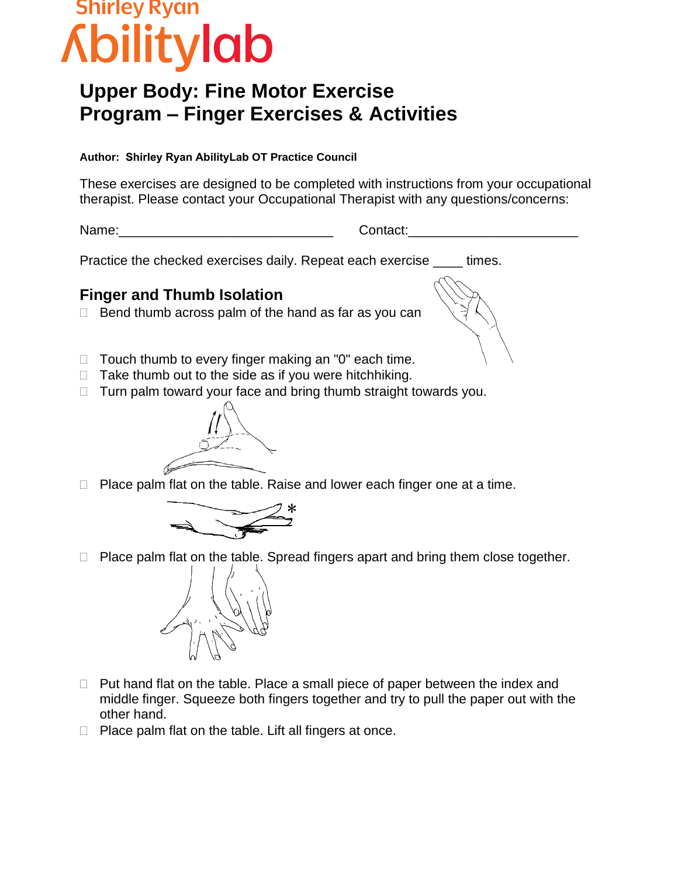Shirley Ryan AbilityLab

# Upper Body: Fine Motor Exercise Program – Finger Exercises & Activities

**Author: Shirley Ryan AbilityLab OT Practice Council**

These exercises are designed to be completed with instructions from your occupational therapist. Please contact your Occupational Therapist with any questions/concerns:

Name:_____________________________ Contact:_______________________

Practice the checked exercises daily. Repeat each exercise ____ times.

## Finger and Thumb Isolation

- ☐ Bend thumb across palm of the hand as far as you can
- ☐ Touch thumb to every finger making an "0" each time.
- ☐ Take thumb out to the side as if you were hitchhiking.
- ☐ Turn palm toward your face and bring thumb straight towards you.
- ☐ Place palm flat on the table. Raise and lower each finger one at a time.
- ☐ Place palm flat on the table. Spread fingers apart and bring them close together.
- ☐ Put hand flat on the table. Place a small piece of paper between the index and middle finger. Squeeze both fingers together and try to pull the paper out with the other hand.
- ☐ Place palm flat on the table. Lift all fingers at once.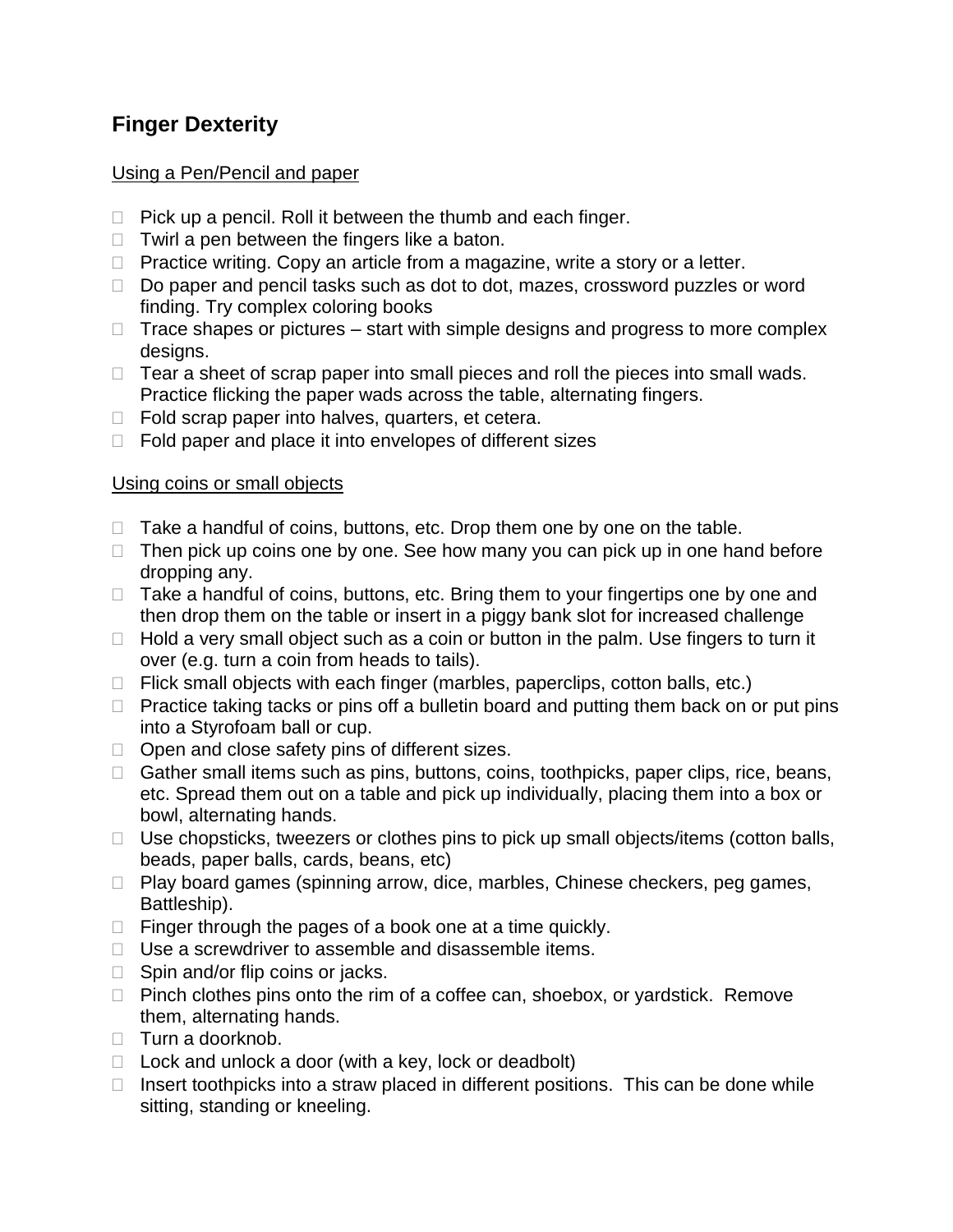## Finger Dexterity

Using a Pen/Pencil and paper

- Pick up a pencil. Roll it between the thumb and each finger.
- Twirl a pen between the fingers like a baton.
- Practice writing. Copy an article from a magazine, write a story or a letter.
- Do paper and pencil tasks such as dot to dot, mazes, crossword puzzles or word finding. Try complex coloring books
- Trace shapes or pictures – start with simple designs and progress to more complex designs.
- Tear a sheet of scrap paper into small pieces and roll the pieces into small wads. Practice flicking the paper wads across the table, alternating fingers.
- Fold scrap paper into halves, quarters, et cetera.
- Fold paper and place it into envelopes of different sizes

Using coins or small objects

- Take a handful of coins, buttons, etc. Drop them one by one on the table.
- Then pick up coins one by one. See how many you can pick up in one hand before dropping any.
- Take a handful of coins, buttons, etc. Bring them to your fingertips one by one and then drop them on the table or insert in a piggy bank slot for increased challenge
- Hold a very small object such as a coin or button in the palm. Use fingers to turn it over (e.g. turn a coin from heads to tails).
- Flick small objects with each finger (marbles, paperclips, cotton balls, etc.)
- Practice taking tacks or pins off a bulletin board and putting them back on or put pins into a Styrofoam ball or cup.
- Open and close safety pins of different sizes.
- Gather small items such as pins, buttons, coins, toothpicks, paper clips, rice, beans, etc. Spread them out on a table and pick up individually, placing them into a box or bowl, alternating hands.
- Use chopsticks, tweezers or clothes pins to pick up small objects/items (cotton balls, beads, paper balls, cards, beans, etc)
- Play board games (spinning arrow, dice, marbles, Chinese checkers, peg games, Battleship).
- Finger through the pages of a book one at a time quickly.
- Use a screwdriver to assemble and disassemble items.
- Spin and/or flip coins or jacks.
- Pinch clothes pins onto the rim of a coffee can, shoebox, or yardstick. Remove them, alternating hands.
- Turn a doorknob.
- Lock and unlock a door (with a key, lock or deadbolt)
- Insert toothpicks into a straw placed in different positions. This can be done while sitting, standing or kneeling.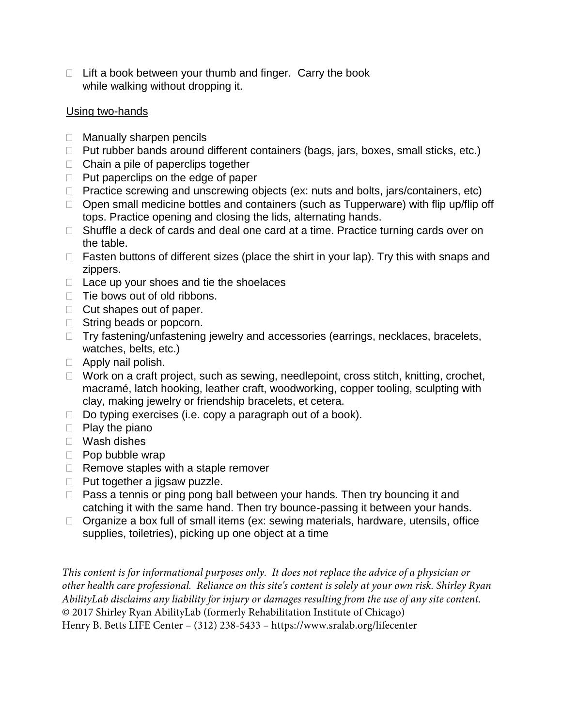- Lift a book between your thumb and finger. Carry the book while walking without dropping it.

Using two-hands

- Manually sharpen pencils
- Put rubber bands around different containers (bags, jars, boxes, small sticks, etc.)
- Chain a pile of paperclips together
- Put paperclips on the edge of paper
- Practice screwing and unscrewing objects (ex: nuts and bolts, jars/containers, etc)
- Open small medicine bottles and containers (such as Tupperware) with flip up/flip off tops. Practice opening and closing the lids, alternating hands.
- Shuffle a deck of cards and deal one card at a time. Practice turning cards over on the table.
- Fasten buttons of different sizes (place the shirt in your lap). Try this with snaps and zippers.
- Lace up your shoes and tie the shoelaces
- Tie bows out of old ribbons.
- Cut shapes out of paper.
- String beads or popcorn.
- Try fastening/unfastening jewelry and accessories (earrings, necklaces, bracelets, watches, belts, etc.)
- Apply nail polish.
- Work on a craft project, such as sewing, needlepoint, cross stitch, knitting, crochet, macramé, latch hooking, leather craft, woodworking, copper tooling, sculpting with clay, making jewelry or friendship bracelets, et cetera.
- Do typing exercises (i.e. copy a paragraph out of a book).
- Play the piano
- Wash dishes
- Pop bubble wrap
- Remove staples with a staple remover
- Put together a jigsaw puzzle.
- Pass a tennis or ping pong ball between your hands. Then try bouncing it and catching it with the same hand. Then try bounce-passing it between your hands.
- Organize a box full of small items (ex: sewing materials, hardware, utensils, office supplies, toiletries), picking up one object at a time

*This content is for informational purposes only. It does not replace the advice of a physician or other health care professional. Reliance on this site's content is solely at your own risk. Shirley Ryan AbilityLab disclaims any liability for injury or damages resulting from the use of any site content.*
© 2017 Shirley Ryan AbilityLab (formerly Rehabilitation Institute of Chicago)
Henry B. Betts LIFE Center – (312) 238-5433 – https://www.sralab.org/lifecenter